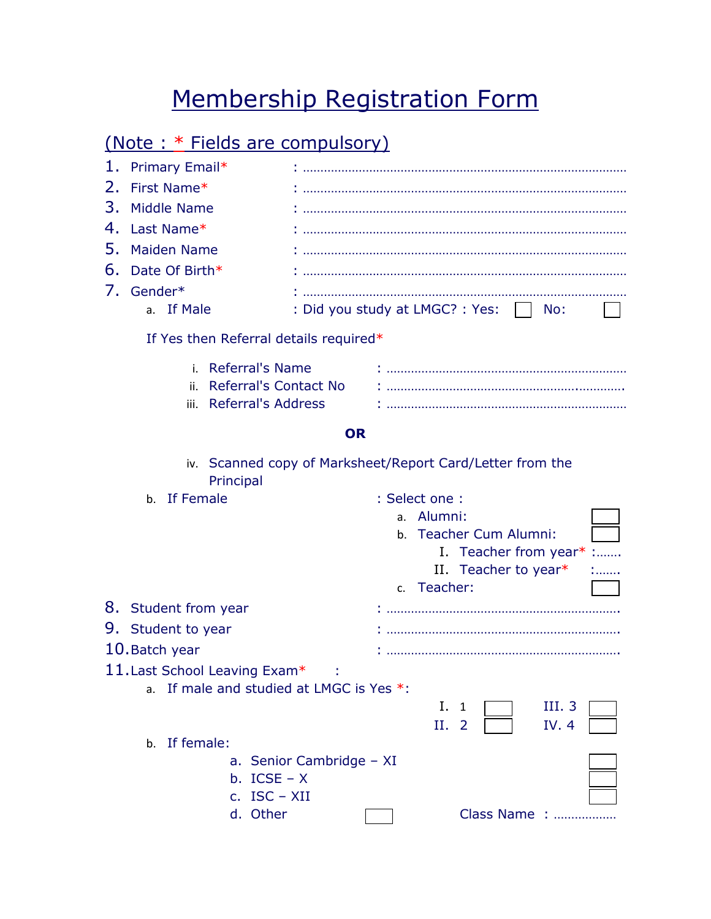# Membership Registration Form

## (Note : * Fields are compulsory)

1. Primary Email* : ..........................................................................................
2. First Name* : ..........................................................................................
3. Middle Name : ..........................................................................................
4. Last Name* : ..........................................................................................
5. Maiden Name : ..........................................................................................
6. Date Of Birth* : ..........................................................................................
7. Gender* : ..........................................................................................
   a. If Male : Did you study at LMGC? : Yes: ☐ No: ☐

      If Yes then Referral details required*

      i. Referral's Name : ..................................................................
      ii. Referral's Contact No : ..................................................................
      iii. Referral's Address : ..................................................................

      **OR**

      iv. Scanned copy of Marksheet/Report Card/Letter from the Principal

   b. If Female : Select one :
      a. Alumni: ☐
      b. Teacher Cum Alumni: ☐
         I. Teacher from year* :.......
         II. Teacher to year* :.......
      c. Teacher: ☐
8. Student from year : ..................................................................
9. Student to year : ..................................................................
10. Batch year : ..................................................................
11. Last School Leaving Exam* :
    a. If male and studied at LMGC is Yes *:

       I. 1 ☐ III. 3 ☐
       II. 2 ☐ IV. 4 ☐

    b. If female:
       a. Senior Cambridge – XI ☐
       b. ICSE – X ☐
       c. ISC – XII ☐
       d. Other ☐ Class Name : .................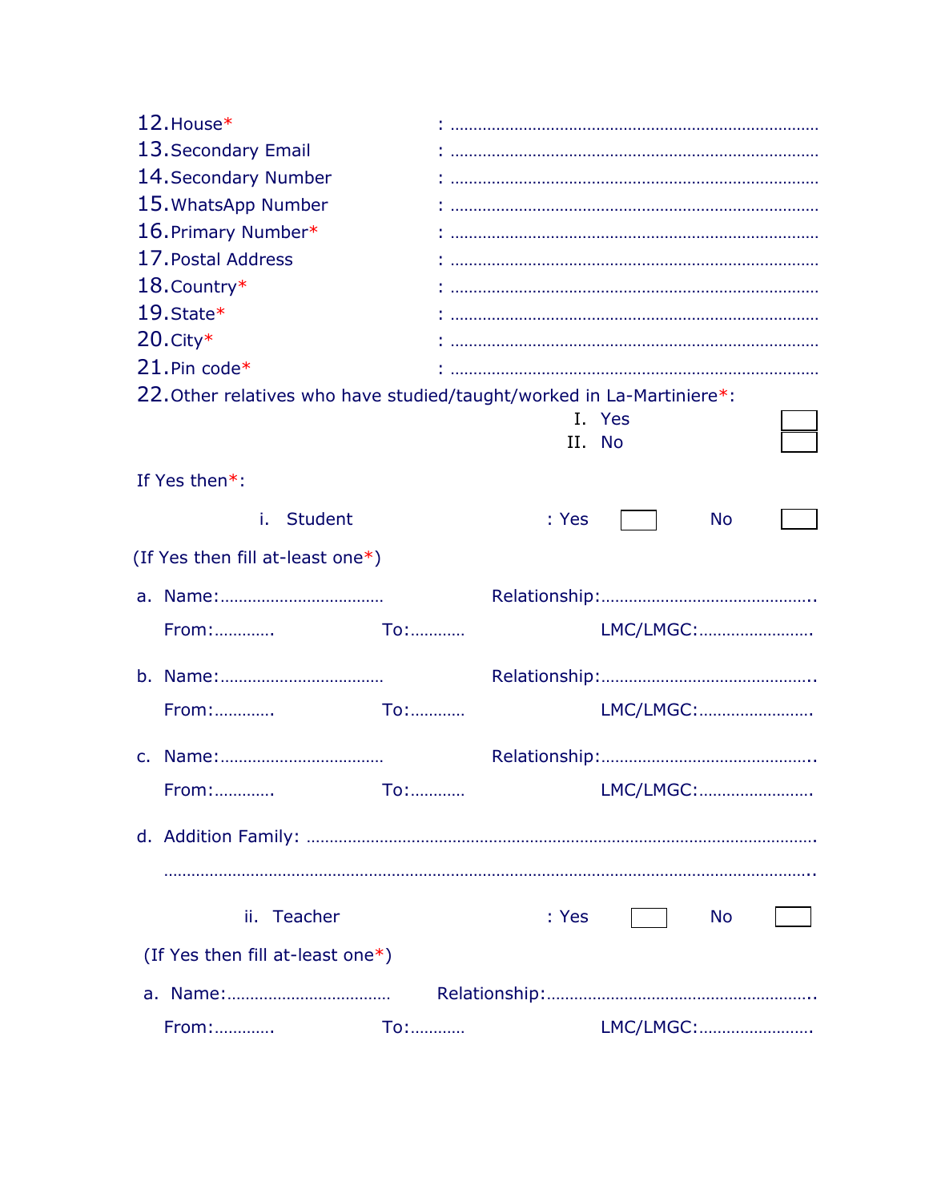12. House* : ...............................................................................
13. Secondary Email : ...............................................................................
14. Secondary Number : ...............................................................................
15. WhatsApp Number : ...............................................................................
16. Primary Number* : ...............................................................................
17. Postal Address : ...............................................................................
18. Country* : ...............................................................................
19. State* : ...............................................................................
20. City* : ...............................................................................
21. Pin code* : ...............................................................................
22. Other relatives who have studied/taught/worked in La-Martiniere*:

   I. Yes ☐
   II. No ☐

If Yes then*:

i. Student : Yes ☐ No ☐

(If Yes then fill at-least one*)

a. Name:................................... Relationship:.............................................

   From:............ To:........... LMC/LMGC:........................

b. Name:................................... Relationship:.............................................

   From:............ To:........... LMC/LMGC:........................

c. Name:................................... Relationship:.............................................

   From:............ To:........... LMC/LMGC:........................

d. Addition Family: ...........................................................................................

   ..................................................................................................................

ii. Teacher : Yes ☐ No ☐

(If Yes then fill at-least one*)

a. Name:................................... Relationship:.........................................................

   From:............ To:........... LMC/LMGC:........................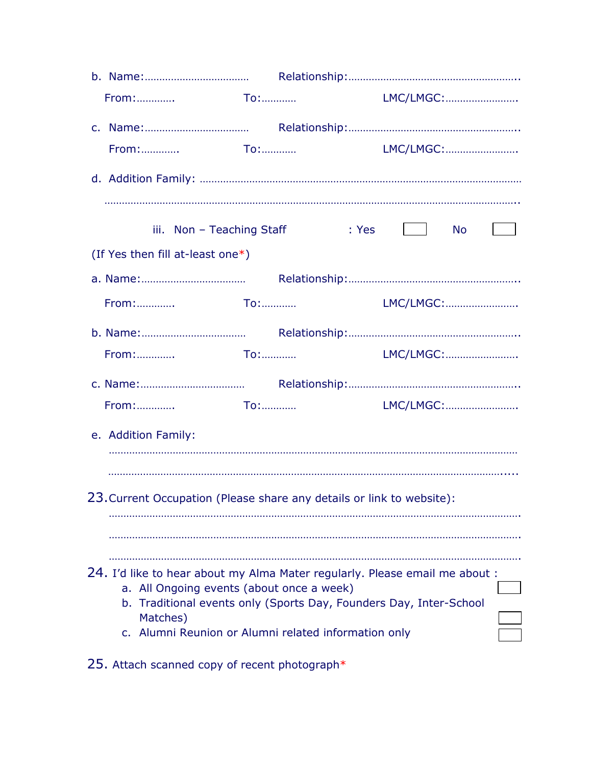b. Name:……………………………… Relationship:…………………………………………………..

From:………… To:……….. LMC/LMGC:……………………

c. Name:……………………………… Relationship:…………………………………………………..

From:………… To:……….. LMC/LMGC:……………………

d. Addition Family: …………………………………………………………………………………………

……………………………………………………………………………………………………………………..

iii. Non – Teaching Staff : Yes ☐ No ☐

(If Yes then fill at-least one*)

a. Name:……………………………… Relationship:…………………………………………………..

From:………… To:……….. LMC/LMGC:……………………

b. Name:……………………………… Relationship:…………………………………………………..

From:………… To:……….. LMC/LMGC:……………………

c. Name:……………………………… Relationship:…………………………………………………..

From:………… To:……….. LMC/LMGC:……………………

e. Addition Family:

……………………………………………………………………………………………………………………

…………………………………………………………………………………………………………………....

23. Current Occupation (Please share any details or link to website):

……………………………………………………………………………………………………………………….

……………………………………………………………………………………………………………………….

……………………………………………………………………………………………………………………….

24. I'd like to hear about my Alma Mater regularly. Please email me about :

a. All Ongoing events (about once a week) ☐
b. Traditional events only (Sports Day, Founders Day, Inter-School Matches) ☐
c. Alumni Reunion or Alumni related information only ☐

25. Attach scanned copy of recent photograph*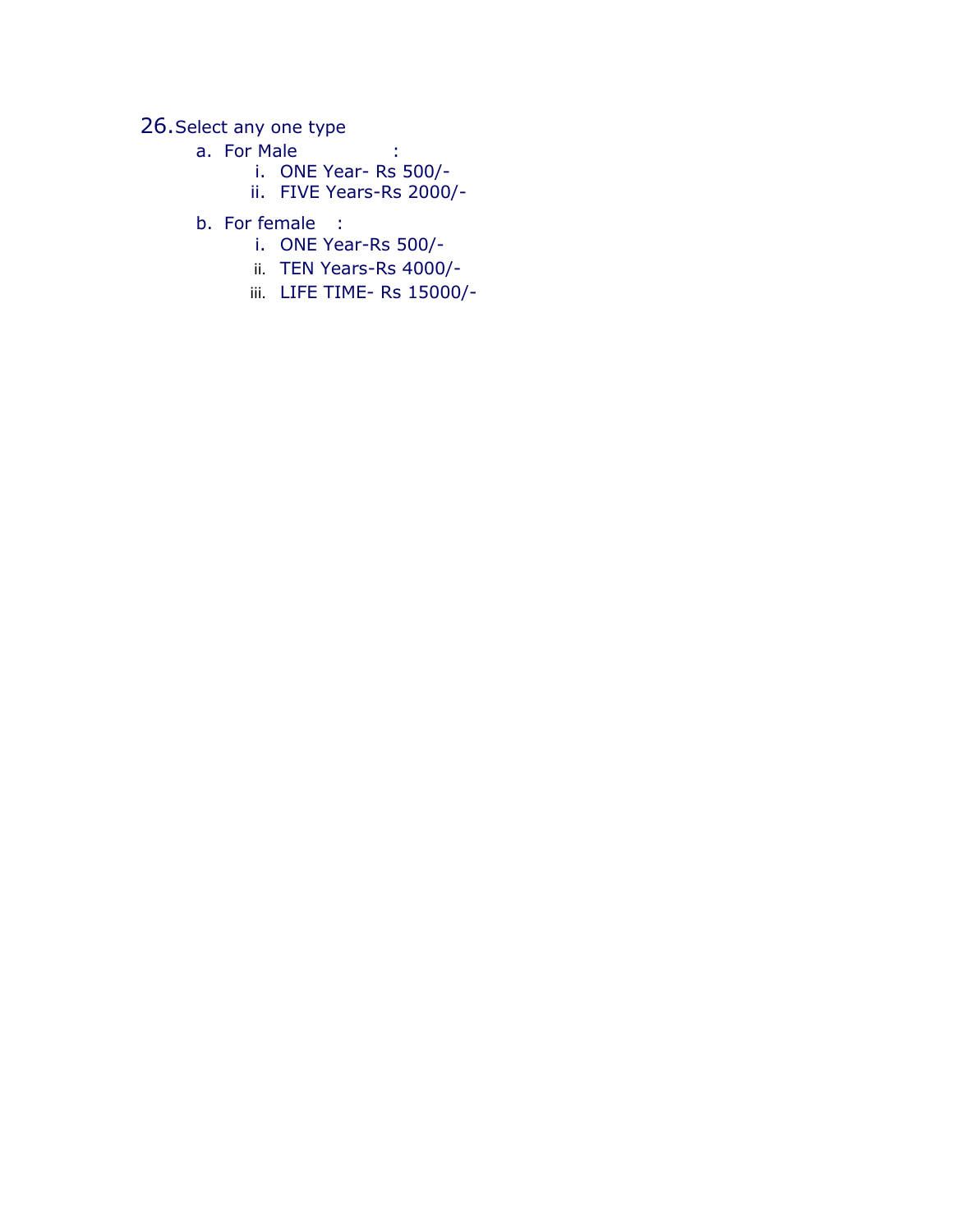26. Select any one type

a. For Male :
   i. ONE Year- Rs 500/-
   ii. FIVE Years-Rs 2000/-

b. For female :
   i. ONE Year-Rs 500/-
   ii. TEN Years-Rs 4000/-
   iii. LIFE TIME- Rs 15000/-